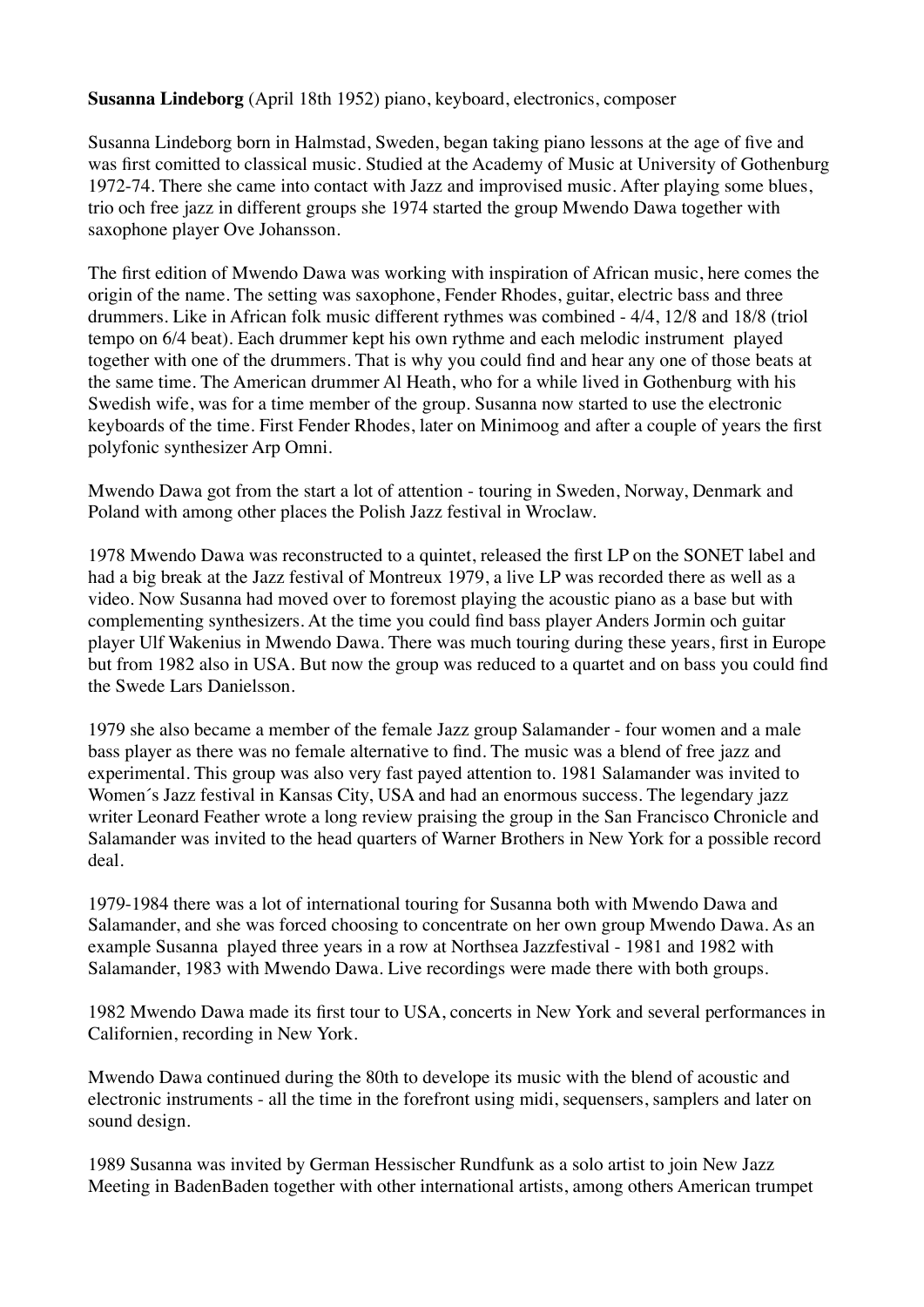**Susanna Lindeborg** (April 18th 1952) piano, keyboard, electronics, composer

Susanna Lindeborg born in Halmstad, Sweden, began taking piano lessons at the age of five and was first comitted to classical music. Studied at the Academy of Music at University of Gothenburg 1972-74. There she came into contact with Jazz and improvised music. After playing some blues, trio och free jazz in different groups she 1974 started the group Mwendo Dawa together with saxophone player Ove Johansson.

The first edition of Mwendo Dawa was working with inspiration of African music, here comes the origin of the name. The setting was saxophone, Fender Rhodes, guitar, electric bass and three drummers. Like in African folk music different rythmes was combined - 4/4, 12/8 and 18/8 (triol tempo on 6/4 beat). Each drummer kept his own rythme and each melodic instrument played together with one of the drummers. That is why you could find and hear any one of those beats at the same time. The American drummer Al Heath, who for a while lived in Gothenburg with his Swedish wife, was for a time member of the group. Susanna now started to use the electronic keyboards of the time. First Fender Rhodes, later on Minimoog and after a couple of years the first polyfonic synthesizer Arp Omni.

Mwendo Dawa got from the start a lot of attention - touring in Sweden, Norway, Denmark and Poland with among other places the Polish Jazz festival in Wroclaw.

1978 Mwendo Dawa was reconstructed to a quintet, released the first LP on the SONET label and had a big break at the Jazz festival of Montreux 1979, a live LP was recorded there as well as a video. Now Susanna had moved over to foremost playing the acoustic piano as a base but with complementing synthesizers. At the time you could find bass player Anders Jormin och guitar player Ulf Wakenius in Mwendo Dawa. There was much touring during these years, first in Europe but from 1982 also in USA. But now the group was reduced to a quartet and on bass you could find the Swede Lars Danielsson.

1979 she also became a member of the female Jazz group Salamander - four women and a male bass player as there was no female alternative to find. The music was a blend of free jazz and experimental. This group was also very fast payed attention to. 1981 Salamander was invited to Women´s Jazz festival in Kansas City, USA and had an enormous success. The legendary jazz writer Leonard Feather wrote a long review praising the group in the San Francisco Chronicle and Salamander was invited to the head quarters of Warner Brothers in New York for a possible record deal.

1979-1984 there was a lot of international touring for Susanna both with Mwendo Dawa and Salamander, and she was forced choosing to concentrate on her own group Mwendo Dawa. As an example Susanna played three years in a row at Northsea Jazzfestival - 1981 and 1982 with Salamander, 1983 with Mwendo Dawa. Live recordings were made there with both groups.

1982 Mwendo Dawa made its first tour to USA, concerts in New York and several performances in Californien, recording in New York.

Mwendo Dawa continued during the 80th to develope its music with the blend of acoustic and electronic instruments - all the time in the forefront using midi, sequensers, samplers and later on sound design.

1989 Susanna was invited by German Hessischer Rundfunk as a solo artist to join New Jazz Meeting in BadenBaden together with other international artists, among others American trumpet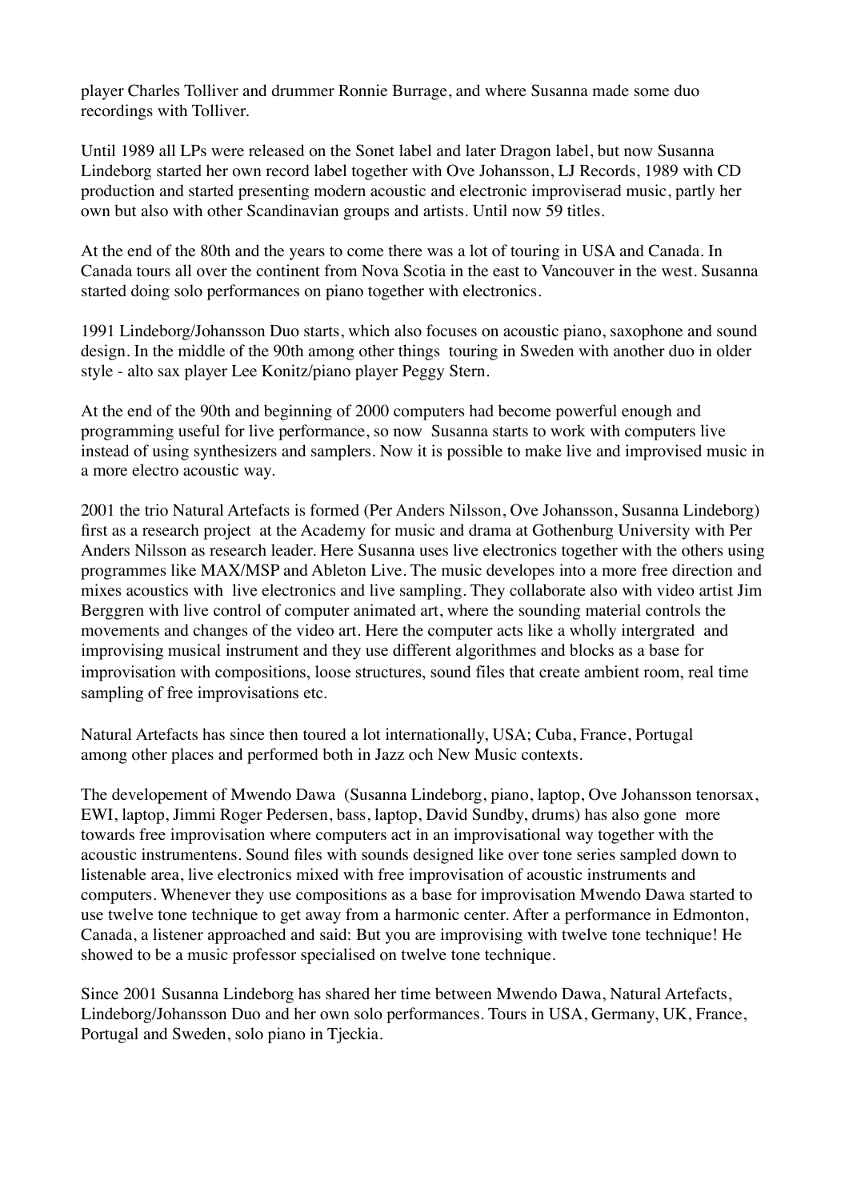player Charles Tolliver and drummer Ronnie Burrage, and where Susanna made some duo recordings with Tolliver.

Until 1989 all LPs were released on the Sonet label and later Dragon label, but now Susanna Lindeborg started her own record label together with Ove Johansson, LJ Records, 1989 with CD production and started presenting modern acoustic and electronic improviserad music, partly her own but also with other Scandinavian groups and artists. Until now 59 titles.

At the end of the 80th and the years to come there was a lot of touring in USA and Canada. In Canada tours all over the continent from Nova Scotia in the east to Vancouver in the west. Susanna started doing solo performances on piano together with electronics.

1991 Lindeborg/Johansson Duo starts, which also focuses on acoustic piano, saxophone and sound design. In the middle of the 90th among other things touring in Sweden with another duo in older style - alto sax player Lee Konitz/piano player Peggy Stern.

At the end of the 90th and beginning of 2000 computers had become powerful enough and programming useful for live performance, so now Susanna starts to work with computers live instead of using synthesizers and samplers. Now it is possible to make live and improvised music in a more electro acoustic way.

2001 the trio Natural Artefacts is formed (Per Anders Nilsson, Ove Johansson, Susanna Lindeborg) first as a research project at the Academy for music and drama at Gothenburg University with Per Anders Nilsson as research leader. Here Susanna uses live electronics together with the others using programmes like MAX/MSP and Ableton Live. The music developes into a more free direction and mixes acoustics with live electronics and live sampling. They collaborate also with video artist Jim Berggren with live control of computer animated art, where the sounding material controls the movements and changes of the video art. Here the computer acts like a wholly intergrated and improvising musical instrument and they use different algorithmes and blocks as a base for improvisation with compositions, loose structures, sound files that create ambient room, real time sampling of free improvisations etc.

Natural Artefacts has since then toured a lot internationally, USA; Cuba, France, Portugal among other places and performed both in Jazz och New Music contexts.

The developement of Mwendo Dawa (Susanna Lindeborg, piano, laptop, Ove Johansson tenorsax, EWI, laptop, Jimmi Roger Pedersen, bass, laptop, David Sundby, drums) has also gone more towards free improvisation where computers act in an improvisational way together with the acoustic instrumentens. Sound files with sounds designed like over tone series sampled down to listenable area, live electronics mixed with free improvisation of acoustic instruments and computers. Whenever they use compositions as a base for improvisation Mwendo Dawa started to use twelve tone technique to get away from a harmonic center. After a performance in Edmonton, Canada, a listener approached and said: But you are improvising with twelve tone technique! He showed to be a music professor specialised on twelve tone technique.

Since 2001 Susanna Lindeborg has shared her time between Mwendo Dawa, Natural Artefacts, Lindeborg/Johansson Duo and her own solo performances. Tours in USA, Germany, UK, France, Portugal and Sweden, solo piano in Tjeckia.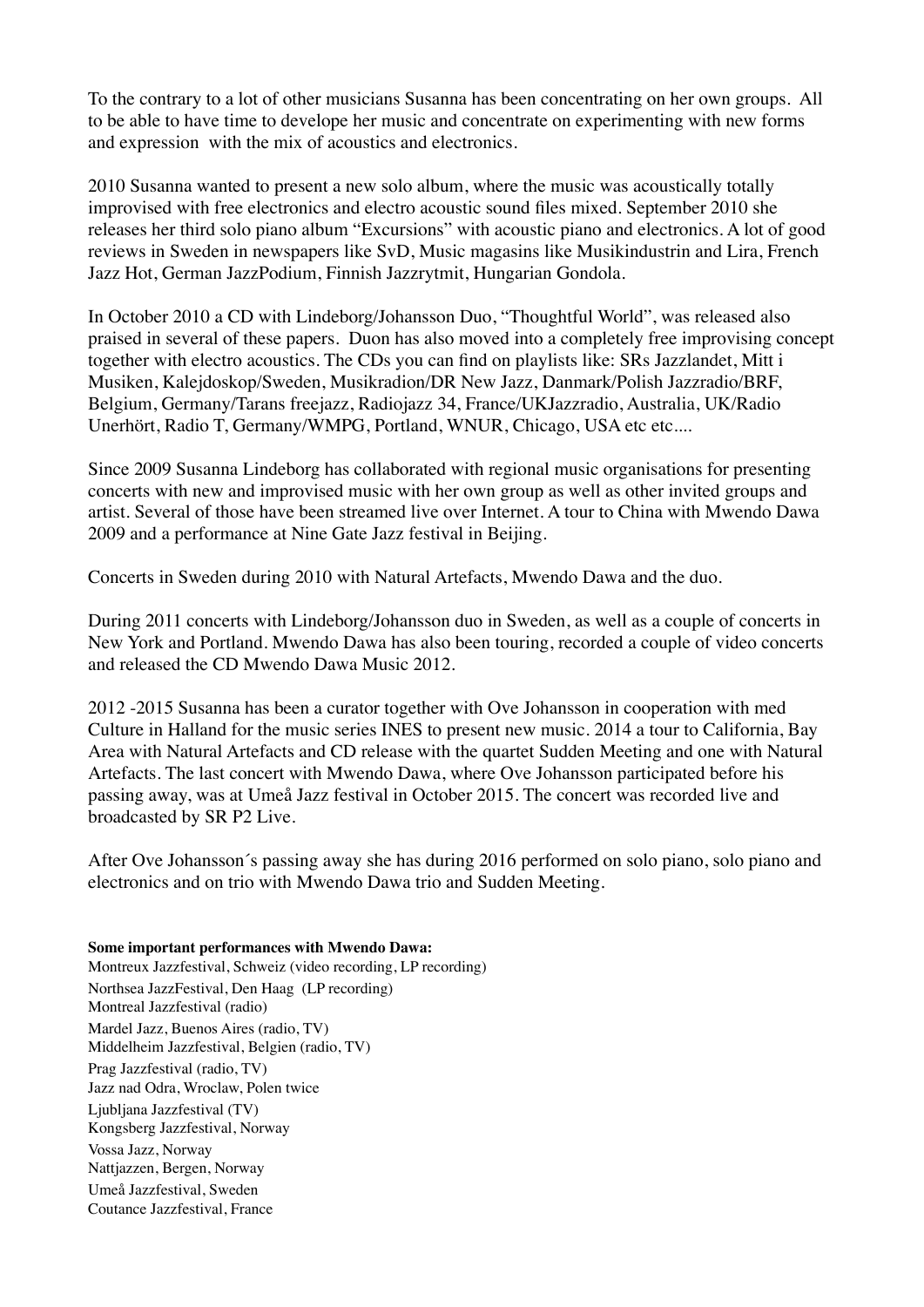To the contrary to a lot of other musicians Susanna has been concentrating on her own groups. All to be able to have time to develope her music and concentrate on experimenting with new forms and expression with the mix of acoustics and electronics.

2010 Susanna wanted to present a new solo album, where the music was acoustically totally improvised with free electronics and electro acoustic sound files mixed. September 2010 she releases her third solo piano album "Excursions" with acoustic piano and electronics. A lot of good reviews in Sweden in newspapers like SvD, Music magasins like Musikindustrin and Lira, French Jazz Hot, German JazzPodium, Finnish Jazzrytmit, Hungarian Gondola.

In October 2010 a CD with Lindeborg/Johansson Duo, "Thoughtful World", was released also praised in several of these papers. Duon has also moved into a completely free improvising concept together with electro acoustics. The CDs you can find on playlists like: SRs Jazzlandet, Mitt i Musiken, Kalejdoskop/Sweden, Musikradion/DR New Jazz, Danmark/Polish Jazzradio/BRF, Belgium, Germany/Tarans freejazz, Radiojazz 34, France/UKJazzradio, Australia, UK/Radio Unerhört, Radio T, Germany/WMPG, Portland, WNUR, Chicago, USA etc etc....

Since 2009 Susanna Lindeborg has collaborated with regional music organisations for presenting concerts with new and improvised music with her own group as well as other invited groups and artist. Several of those have been streamed live over Internet. A tour to China with Mwendo Dawa 2009 and a performance at Nine Gate Jazz festival in Beijing.

Concerts in Sweden during 2010 with Natural Artefacts, Mwendo Dawa and the duo.

During 2011 concerts with Lindeborg/Johansson duo in Sweden, as well as a couple of concerts in New York and Portland. Mwendo Dawa has also been touring, recorded a couple of video concerts and released the CD Mwendo Dawa Music 2012.

2012 -2015 Susanna has been a curator together with Ove Johansson in cooperation with med Culture in Halland for the music series INES to present new music. 2014 a tour to California, Bay Area with Natural Artefacts and CD release with the quartet Sudden Meeting and one with Natural Artefacts. The last concert with Mwendo Dawa, where Ove Johansson participated before his passing away, was at Umeå Jazz festival in October 2015. The concert was recorded live and broadcasted by SR P2 Live.

After Ove Johansson´s passing away she has during 2016 performed on solo piano, solo piano and electronics and on trio with Mwendo Dawa trio and Sudden Meeting.

**Some important performances with Mwendo Dawa:**

Montreux Jazzfestival, Schweiz (video recording, LP recording)
Northsea JazzFestival, Den Haag (LP recording)
Montreal Jazzfestival (radio)
Mardel Jazz, Buenos Aires (radio, TV)
Middelheim Jazzfestival, Belgien (radio, TV)
Prag Jazzfestival (radio, TV)
Jazz nad Odra, Wroclaw, Polen twice
Ljubljana Jazzfestival (TV)
Kongsberg Jazzfestival, Norway
Vossa Jazz, Norway
Nattjazzen, Bergen, Norway
Umeå Jazzfestival, Sweden
Coutance Jazzfestival, France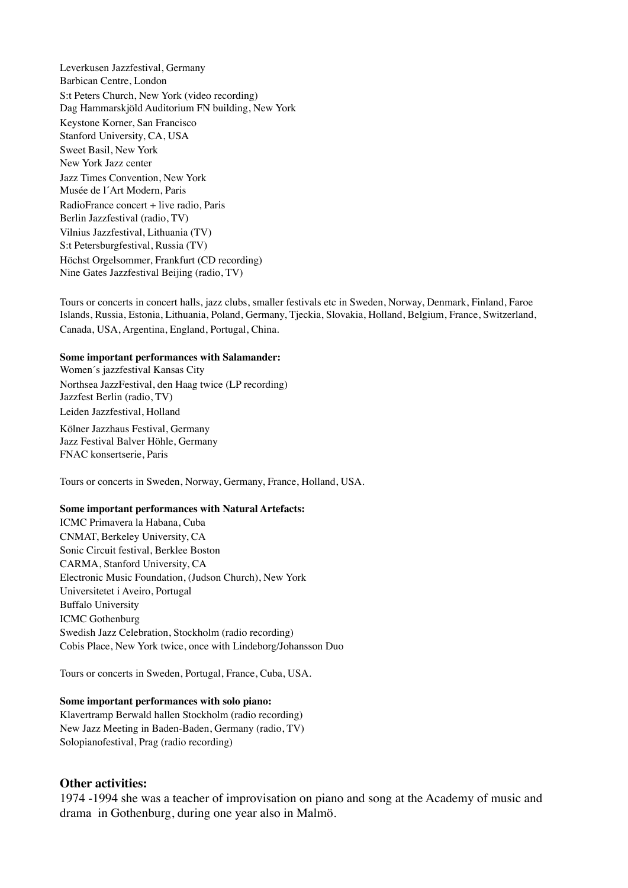Leverkusen Jazzfestival, Germany
Barbican Centre, London
S:t Peters Church, New York (video recording)
Dag Hammarskjöld Auditorium FN building, New York
Keystone Korner, San Francisco
Stanford University, CA, USA
Sweet Basil, New York
New York Jazz center
Jazz Times Convention, New York
Musée de l´Art Modern, Paris
RadioFrance concert + live radio, Paris
Berlin Jazzfestival (radio, TV)
Vilnius Jazzfestival, Lithuania (TV)
S:t Petersburgfestival, Russia (TV)
Höchst Orgelsommer, Frankfurt (CD recording)
Nine Gates Jazzfestival Beijing (radio, TV)

Tours or concerts in concert halls, jazz clubs, smaller festivals etc in Sweden, Norway, Denmark, Finland, Faroe Islands, Russia, Estonia, Lithuania, Poland, Germany, Tjeckia, Slovakia, Holland, Belgium, France, Switzerland, Canada, USA, Argentina, England, Portugal, China.

**Some important performances with Salamander:**
Women´s jazzfestival Kansas City
Northsea JazzFestival, den Haag twice (LP recording)
Jazzfest Berlin (radio, TV)
Leiden Jazzfestival, Holland
Kölner Jazzhaus Festival, Germany
Jazz Festival Balver Höhle, Germany
FNAC konsertserie, Paris

Tours or concerts in Sweden, Norway, Germany, France, Holland, USA.

**Some important performances with Natural Artefacts:**
ICMC Primavera la Habana, Cuba
CNMAT, Berkeley University, CA
Sonic Circuit festival, Berklee Boston
CARMA, Stanford University, CA
Electronic Music Foundation, (Judson Church), New York
Universitetet i Aveiro, Portugal
Buffalo University
ICMC Gothenburg
Swedish Jazz Celebration, Stockholm (radio recording)
Cobis Place, New York twice, once with Lindeborg/Johansson Duo

Tours or concerts in Sweden, Portugal, France, Cuba, USA.

**Some important performances with solo piano:**
Klavertramp Berwald hallen Stockholm (radio recording)
New Jazz Meeting in Baden-Baden, Germany (radio, TV)
Solopianofestival, Prag (radio recording)

### Other activities:

1974 -1994 she was a teacher of improvisation on piano and song at the Academy of music and drama in Gothenburg, during one year also in Malmö.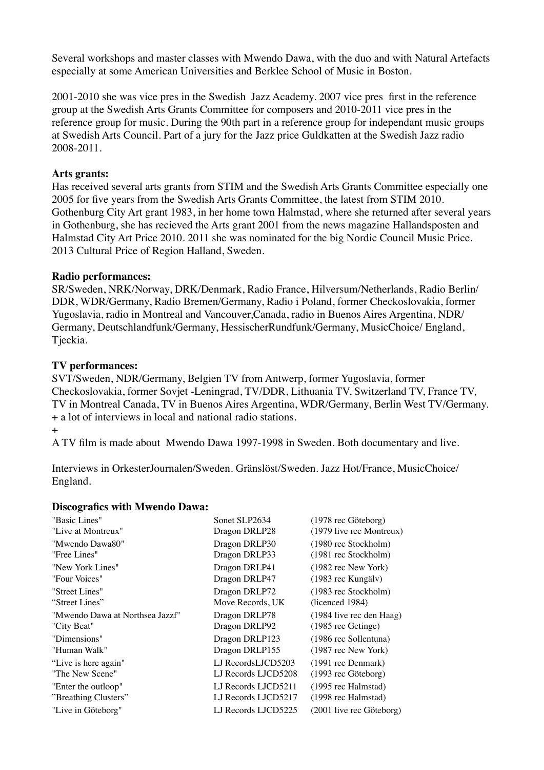Several workshops and master classes with Mwendo Dawa, with the duo and with Natural Artefacts especially at some American Universities and Berklee School of Music in Boston.

2001-2010 she was vice pres in the Swedish Jazz Academy. 2007 vice pres first in the reference group at the Swedish Arts Grants Committee for composers and 2010-2011 vice pres in the reference group for music. During the 90th part in a reference group for independant music groups at Swedish Arts Council. Part of a jury for the Jazz price Guldkatten at the Swedish Jazz radio 2008-2011.

**Arts grants:**
Has received several arts grants from STIM and the Swedish Arts Grants Committee especially one 2005 for five years from the Swedish Arts Grants Committee, the latest from STIM 2010. Gothenburg City Art grant 1983, in her home town Halmstad, where she returned after several years in Gothenburg, she has recieved the Arts grant 2001 from the news magazine Hallandsposten and Halmstad City Art Price 2010. 2011 she was nominated for the big Nordic Council Music Price. 2013 Cultural Price of Region Halland, Sweden.

**Radio performances:**
SR/Sweden, NRK/Norway, DRK/Denmark, Radio France, Hilversum/Netherlands, Radio Berlin/DDR, WDR/Germany, Radio Bremen/Germany, Radio i Poland, former Checkoslovakia, former Yugoslavia, radio in Montreal and Vancouver,Canada, radio in Buenos Aires Argentina, NDR/Germany, Deutschlandfunk/Germany, HessischerRundfunk/Germany, MusicChoice/ England, Tjeckia.

**TV performances:**
SVT/Sweden, NDR/Germany, Belgien TV from Antwerp, former Yugoslavia, former Checkoslovakia, former Sovjet -Leningrad, TV/DDR, Lithuania TV, Switzerland TV, France TV, TV in Montreal Canada, TV in Buenos Aires Argentina, WDR/Germany, Berlin West TV/Germany.
+ a lot of interviews in local and national radio stations.
+
A TV film is made about Mwendo Dawa 1997-1998 in Sweden. Both documentary and live.

Interviews in OrkesterJournalen/Sweden. Gränslöst/Sweden. Jazz Hot/France, MusicChoice/England.

**Discografics with Mwendo Dawa:**

| | | |
|---|---|---|
| "Basic Lines" | Sonet SLP2634 | (1978 rec Göteborg) |
| "Live at Montreux" | Dragon DRLP28 | (1979 live rec Montreux) |
| "Mwendo Dawa80" | Dragon DRLP30 | (1980 rec Stockholm) |
| "Free Lines" | Dragon DRLP33 | (1981 rec Stockholm) |
| "New York Lines" | Dragon DRLP41 | (1982 rec New York) |
| "Four Voices" | Dragon DRLP47 | (1983 rec Kungälv) |
| "Street Lines" | Dragon DRLP72 | (1983 rec Stockholm) |
| "Street Lines" | Move Records, UK | (licenced 1984) |
| "Mwendo Dawa at Northsea Jazzf" | Dragon DRLP78 | (1984 live rec den Haag) |
| "City Beat" | Dragon DRLP92 | (1985 rec Getinge) |
| "Dimensions" | Dragon DRLP123 | (1986 rec Sollentuna) |
| "Human Walk" | Dragon DRLP155 | (1987 rec New York) |
| "Live is here again" | LJ RecordsLJCD5203 | (1991 rec Denmark) |
| "The New Scene" | LJ Records LJCD5208 | (1993 rec Göteborg) |
| "Enter the outloop" | LJ Records LJCD5211 | (1995 rec Halmstad) |
| "Breathing Clusters" | LJ Records LJCD5217 | (1998 rec Halmstad) |
| "Live in Göteborg" | LJ Records LJCD5225 | (2001 live rec Göteborg) |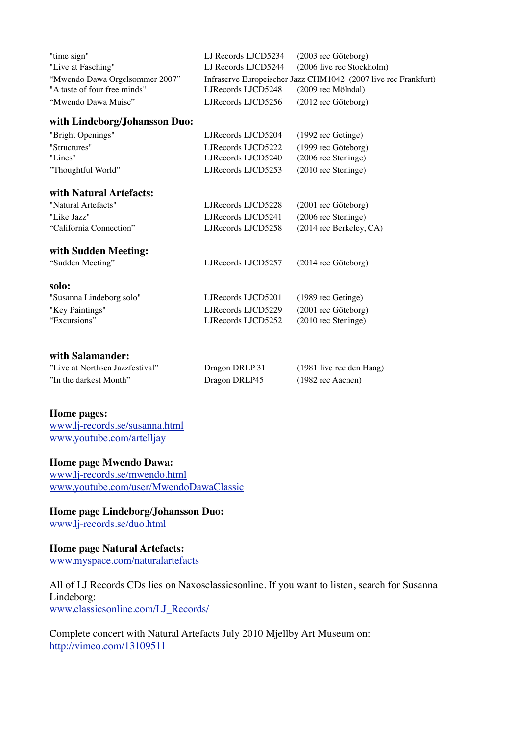| | | |
|---|---|---|
| "time sign" | LJ Records LJCD5234 | (2003 rec Göteborg) |
| "Live at Fasching" | LJ Records LJCD5244 | (2006 live rec Stockholm) |
| "Mwendo Dawa Orgelsommer 2007" | Infraserve Europeischer Jazz CHM1042 | (2007 live rec Frankfurt) |
| "A taste of four free minds" | LJRecords LJCD5248 | (2009 rec Mölndal) |
| "Mwendo Dawa Muisc" | LJRecords LJCD5256 | (2012 rec Göteborg) |

**with Lindeborg/Johansson Duo:**

| | | |
|---|---|---|
| "Bright Openings" | LJRecords LJCD5204 | (1992 rec Getinge) |
| "Structures" | LJRecords LJCD5222 | (1999 rec Göteborg) |
| "Lines" | LJRecords LJCD5240 | (2006 rec Steninge) |
| "Thoughtful World" | LJRecords LJCD5253 | (2010 rec Steninge) |

**with Natural Artefacts:**

| | | |
|---|---|---|
| "Natural Artefacts" | LJRecords LJCD5228 | (2001 rec Göteborg) |
| "Like Jazz" | LJRecords LJCD5241 | (2006 rec Steninge) |
| "California Connection" | LJRecords LJCD5258 | (2014 rec Berkeley, CA) |

**with Sudden Meeting:**

| | | |
|---|---|---|
| "Sudden Meeting" | LJRecords LJCD5257 | (2014 rec Göteborg) |

**solo:**

| | | |
|---|---|---|
| "Susanna Lindeborg solo" | LJRecords LJCD5201 | (1989 rec Getinge) |
| "Key Paintings" | LJRecords LJCD5229 | (2001 rec Göteborg) |
| "Excursions" | LJRecords LJCD5252 | (2010 rec Steninge) |

**with Salamander:**

| | | |
|---|---|---|
| "Live at Northsea Jazzfestival" | Dragon DRLP 31 | (1981 live rec den Haag) |
| "In the darkest Month" | Dragon DRLP45 | (1982 rec Aachen) |

**Home pages:**
www.lj-records.se/susanna.html
www.youtube.com/artelljay

**Home page Mwendo Dawa:**
www.lj-records.se/mwendo.html
www.youtube.com/user/MwendoDawaClassic

**Home page Lindeborg/Johansson Duo:**
www.lj-records.se/duo.html

**Home page Natural Artefacts:**
www.myspace.com/naturalartefacts

All of LJ Records CDs lies on Naxosclassicsonline. If you want to listen, search for Susanna Lindeborg:
www.classicsonline.com/LJ_Records/

Complete concert with Natural Artefacts July 2010 Mjellby Art Museum on:
http://vimeo.com/13109511